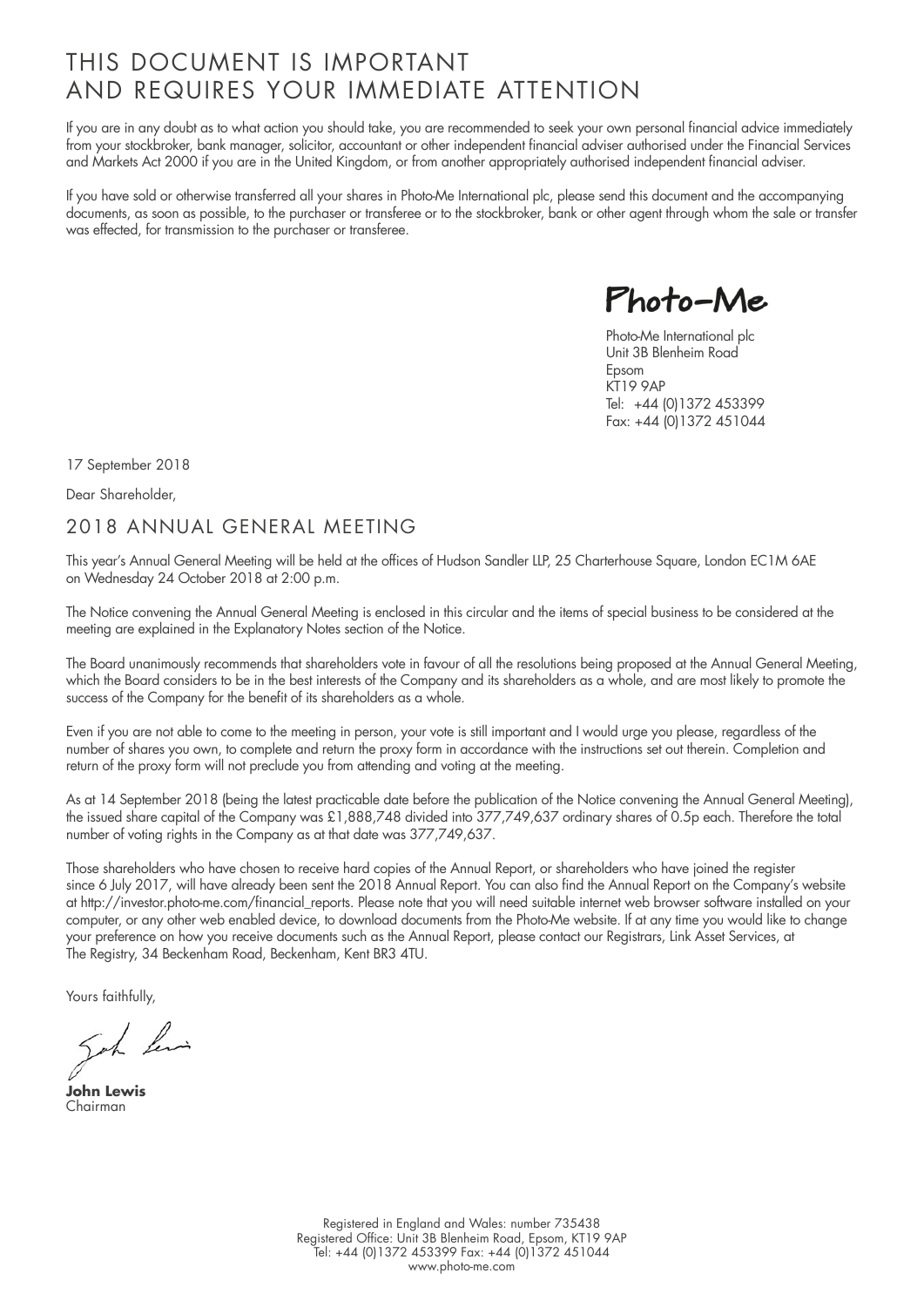# THIS DOCUMENT IS IMPORTANT AND REQUIRES YOUR IMMEDIATE ATTENTION

If you are in any doubt as to what action you should take, you are recommended to seek your own personal financial advice immediately from your stockbroker, bank manager, solicitor, accountant or other independent financial adviser authorised under the Financial Services and Markets Act 2000 if you are in the United Kingdom, or from another appropriately authorised independent financial adviser.

If you have sold or otherwise transferred all your shares in Photo-Me International plc, please send this document and the accompanying documents, as soon as possible, to the purchaser or transferee or to the stockbroker, bank or other agent through whom the sale or transfer was effected, for transmission to the purchaser or transferee.

**Photo-Me**

Photo-Me International plc
Unit 3B Blenheim Road
Epsom
KT19 9AP
Tel: +44 (0)1372 453399
Fax: +44 (0)1372 451044

17 September 2018

Dear Shareholder,

## 2018 ANNUAL GENERAL MEETING

This year's Annual General Meeting will be held at the offices of Hudson Sandler LLP, 25 Charterhouse Square, London EC1M 6AE on Wednesday 24 October 2018 at 2:00 p.m.

The Notice convening the Annual General Meeting is enclosed in this circular and the items of special business to be considered at the meeting are explained in the Explanatory Notes section of the Notice.

The Board unanimously recommends that shareholders vote in favour of all the resolutions being proposed at the Annual General Meeting, which the Board considers to be in the best interests of the Company and its shareholders as a whole, and are most likely to promote the success of the Company for the benefit of its shareholders as a whole.

Even if you are not able to come to the meeting in person, your vote is still important and I would urge you please, regardless of the number of shares you own, to complete and return the proxy form in accordance with the instructions set out therein. Completion and return of the proxy form will not preclude you from attending and voting at the meeting.

As at 14 September 2018 (being the latest practicable date before the publication of the Notice convening the Annual General Meeting), the issued share capital of the Company was £1,888,748 divided into 377,749,637 ordinary shares of 0.5p each. Therefore the total number of voting rights in the Company as at that date was 377,749,637.

Those shareholders who have chosen to receive hard copies of the Annual Report, or shareholders who have joined the register since 6 July 2017, will have already been sent the 2018 Annual Report. You can also find the Annual Report on the Company's website at http://investor.photo-me.com/financial_reports. Please note that you will need suitable internet web browser software installed on your computer, or any other web enabled device, to download documents from the Photo-Me website. If at any time you would like to change your preference on how you receive documents such as the Annual Report, please contact our Registrars, Link Asset Services, at The Registry, 34 Beckenham Road, Beckenham, Kent BR3 4TU.

Yours faithfully,

**John Lewis**
Chairman

Registered in England and Wales: number 735438
Registered Office: Unit 3B Blenheim Road, Epsom, KT19 9AP
Tel: +44 (0)1372 453399 Fax: +44 (0)1372 451044
www.photo-me.com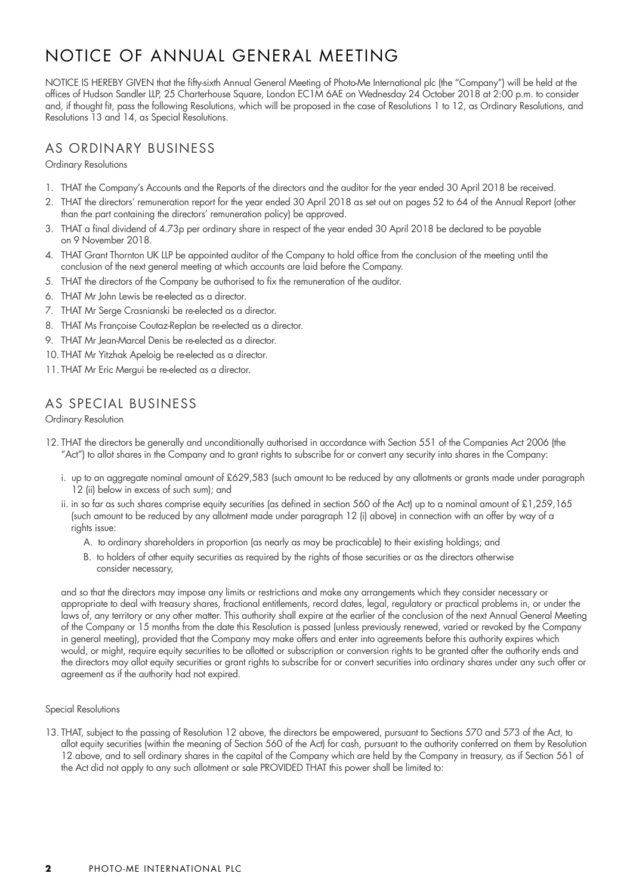# NOTICE OF ANNUAL GENERAL MEETING

NOTICE IS HEREBY GIVEN that the fifty-sixth Annual General Meeting of Photo-Me International plc (the "Company") will be held at the offices of Hudson Sandler LLP, 25 Charterhouse Square, London EC1M 6AE on Wednesday 24 October 2018 at 2:00 p.m. to consider and, if thought fit, pass the following Resolutions, which will be proposed in the case of Resolutions 1 to 12, as Ordinary Resolutions, and Resolutions 13 and 14, as Special Resolutions.

## AS ORDINARY BUSINESS

Ordinary Resolutions

1. THAT the Company's Accounts and the Reports of the directors and the auditor for the year ended 30 April 2018 be received.
2. THAT the directors' remuneration report for the year ended 30 April 2018 as set out on pages 52 to 64 of the Annual Report (other than the part containing the directors' remuneration policy) be approved.
3. THAT a final dividend of 4.73p per ordinary share in respect of the year ended 30 April 2018 be declared to be payable on 9 November 2018.
4. THAT Grant Thornton UK LLP be appointed auditor of the Company to hold office from the conclusion of the meeting until the conclusion of the next general meeting at which accounts are laid before the Company.
5. THAT the directors of the Company be authorised to fix the remuneration of the auditor.
6. THAT Mr John Lewis be re-elected as a director.
7. THAT Mr Serge Crasnianski be re-elected as a director.
8. THAT Ms Françoise Coutaz-Replan be re-elected as a director.
9. THAT Mr Jean-Marcel Denis be re-elected as a director.
10. THAT Mr Yitzhak Apeloig be re-elected as a director.
11. THAT Mr Eric Mergui be re-elected as a director.

## AS SPECIAL BUSINESS

Ordinary Resolution

12. THAT the directors be generally and unconditionally authorised in accordance with Section 551 of the Companies Act 2006 (the "Act") to allot shares in the Company and to grant rights to subscribe for or convert any security into shares in the Company:

    i. up to an aggregate nominal amount of £629,583 (such amount to be reduced by any allotments or grants made under paragraph 12 (ii) below in excess of such sum); and

    ii. in so far as such shares comprise equity securities (as defined in section 560 of the Act) up to a nominal amount of £1,259,165 (such amount to be reduced by any allotment made under paragraph 12 (i) above) in connection with an offer by way of a rights issue:

       A. to ordinary shareholders in proportion (as nearly as may be practicable) to their existing holdings; and

       B. to holders of other equity securities as required by the rights of those securities or as the directors otherwise consider necessary,

    and so that the directors may impose any limits or restrictions and make any arrangements which they consider necessary or appropriate to deal with treasury shares, fractional entitlements, record dates, legal, regulatory or practical problems in, or under the laws of, any territory or any other matter. This authority shall expire at the earlier of the conclusion of the next Annual General Meeting of the Company or 15 months from the date this Resolution is passed (unless previously renewed, varied or revoked by the Company in general meeting), provided that the Company may make offers and enter into agreements before this authority expires which would, or might, require equity securities to be allotted or subscription or conversion rights to be granted after the authority ends and the directors may allot equity securities or grant rights to subscribe for or convert securities into ordinary shares under any such offer or agreement as if the authority had not expired.

Special Resolutions

13. THAT, subject to the passing of Resolution 12 above, the directors be empowered, pursuant to Sections 570 and 573 of the Act, to allot equity securities (within the meaning of Section 560 of the Act) for cash, pursuant to the authority conferred on them by Resolution 12 above, and to sell ordinary shares in the capital of the Company which are held by the Company in treasury, as if Section 561 of the Act did not apply to any such allotment or sale PROVIDED THAT this power shall be limited to: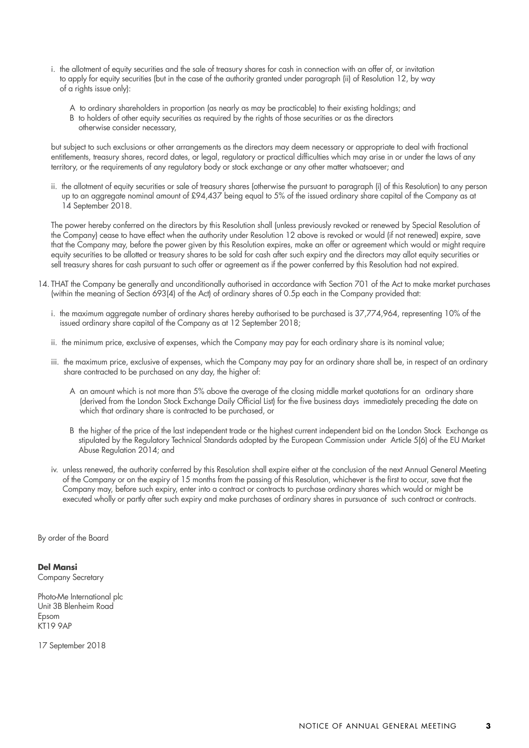i. the allotment of equity securities and the sale of treasury shares for cash in connection with an offer of, or invitation to apply for equity securities (but in the case of the authority granted under paragraph (ii) of Resolution 12, by way of a rights issue only):

   A to ordinary shareholders in proportion (as nearly as may be practicable) to their existing holdings; and

   B to holders of other equity securities as required by the rights of those securities or as the directors otherwise consider necessary,

   but subject to such exclusions or other arrangements as the directors may deem necessary or appropriate to deal with fractional entitlements, treasury shares, record dates, or legal, regulatory or practical difficulties which may arise in or under the laws of any territory, or the requirements of any regulatory body or stock exchange or any other matter whatsoever; and

ii. the allotment of equity securities or sale of treasury shares (otherwise the pursuant to paragraph (i) of this Resolution) to any person up to an aggregate nominal amount of £94,437 being equal to 5% of the issued ordinary share capital of the Company as at 14 September 2018.

The power hereby conferred on the directors by this Resolution shall (unless previously revoked or renewed by Special Resolution of the Company) cease to have effect when the authority under Resolution 12 above is revoked or would (if not renewed) expire, save that the Company may, before the power given by this Resolution expires, make an offer or agreement which would or might require equity securities to be allotted or treasury shares to be sold for cash after such expiry and the directors may allot equity securities or sell treasury shares for cash pursuant to such offer or agreement as if the power conferred by this Resolution had not expired.

14. THAT the Company be generally and unconditionally authorised in accordance with Section 701 of the Act to make market purchases (within the meaning of Section 693(4) of the Act) of ordinary shares of 0.5p each in the Company provided that:

    i. the maximum aggregate number of ordinary shares hereby authorised to be purchased is 37,774,964, representing 10% of the issued ordinary share capital of the Company as at 12 September 2018;

    ii. the minimum price, exclusive of expenses, which the Company may pay for each ordinary share is its nominal value;

    iii. the maximum price, exclusive of expenses, which the Company may pay for an ordinary share shall be, in respect of an ordinary share contracted to be purchased on any day, the higher of:

       A an amount which is not more than 5% above the average of the closing middle market quotations for an ordinary share (derived from the London Stock Exchange Daily Official List) for the five business days immediately preceding the date on which that ordinary share is contracted to be purchased, or

       B the higher of the price of the last independent trade or the highest current independent bid on the London Stock Exchange as stipulated by the Regulatory Technical Standards adopted by the European Commission under Article 5(6) of the EU Market Abuse Regulation 2014; and

    iv. unless renewed, the authority conferred by this Resolution shall expire either at the conclusion of the next Annual General Meeting of the Company or on the expiry of 15 months from the passing of this Resolution, whichever is the first to occur, save that the Company may, before such expiry, enter into a contract or contracts to purchase ordinary shares which would or might be executed wholly or partly after such expiry and make purchases of ordinary shares in pursuance of such contract or contracts.

By order of the Board

**Del Mansi**
Company Secretary

Photo-Me International plc
Unit 3B Blenheim Road
Epsom
KT19 9AP

17 September 2018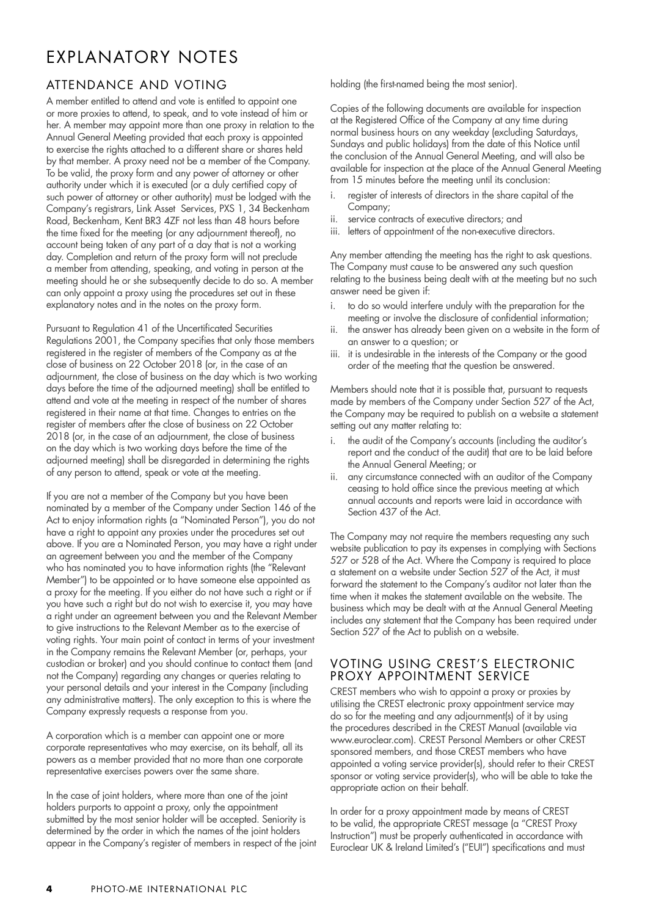# EXPLANATORY NOTES

## ATTENDANCE AND VOTING

A member entitled to attend and vote is entitled to appoint one or more proxies to attend, to speak, and to vote instead of him or her. A member may appoint more than one proxy in relation to the Annual General Meeting provided that each proxy is appointed to exercise the rights attached to a different share or shares held by that member. A proxy need not be a member of the Company. To be valid, the proxy form and any power of attorney or other authority under which it is executed (or a duly certified copy of such power of attorney or other authority) must be lodged with the Company's registrars, Link Asset Services, PXS 1, 34 Beckenham Road, Beckenham, Kent BR3 4ZF not less than 48 hours before the time fixed for the meeting (or any adjournment thereof), no account being taken of any part of a day that is not a working day. Completion and return of the proxy form will not preclude a member from attending, speaking, and voting in person at the meeting should he or she subsequently decide to do so. A member can only appoint a proxy using the procedures set out in these explanatory notes and in the notes on the proxy form.

Pursuant to Regulation 41 of the Uncertificated Securities Regulations 2001, the Company specifies that only those members registered in the register of members of the Company as at the close of business on 22 October 2018 (or, in the case of an adjournment, the close of business on the day which is two working days before the time of the adjourned meeting) shall be entitled to attend and vote at the meeting in respect of the number of shares registered in their name at that time. Changes to entries on the register of members after the close of business on 22 October 2018 (or, in the case of an adjournment, the close of business on the day which is two working days before the time of the adjourned meeting) shall be disregarded in determining the rights of any person to attend, speak or vote at the meeting.

If you are not a member of the Company but you have been nominated by a member of the Company under Section 146 of the Act to enjoy information rights (a "Nominated Person"), you do not have a right to appoint any proxies under the procedures set out above. If you are a Nominated Person, you may have a right under an agreement between you and the member of the Company who has nominated you to have information rights (the "Relevant Member") to be appointed or to have someone else appointed as a proxy for the meeting. If you either do not have such a right or if you have such a right but do not wish to exercise it, you may have a right under an agreement between you and the Relevant Member to give instructions to the Relevant Member as to the exercise of voting rights. Your main point of contact in terms of your investment in the Company remains the Relevant Member (or, perhaps, your custodian or broker) and you should continue to contact them (and not the Company) regarding any changes or queries relating to your personal details and your interest in the Company (including any administrative matters). The only exception to this is where the Company expressly requests a response from you.

A corporation which is a member can appoint one or more corporate representatives who may exercise, on its behalf, all its powers as a member provided that no more than one corporate representative exercises powers over the same share.

In the case of joint holders, where more than one of the joint holders purports to appoint a proxy, only the appointment submitted by the most senior holder will be accepted. Seniority is determined by the order in which the names of the joint holders appear in the Company's register of members in respect of the joint holding (the first-named being the most senior).

Copies of the following documents are available for inspection at the Registered Office of the Company at any time during normal business hours on any weekday (excluding Saturdays, Sundays and public holidays) from the date of this Notice until the conclusion of the Annual General Meeting, and will also be available for inspection at the place of the Annual General Meeting from 15 minutes before the meeting until its conclusion:

i. register of interests of directors in the share capital of the Company;
ii. service contracts of executive directors; and
iii. letters of appointment of the non-executive directors.

Any member attending the meeting has the right to ask questions. The Company must cause to be answered any such question relating to the business being dealt with at the meeting but no such answer need be given if:

i. to do so would interfere unduly with the preparation for the meeting or involve the disclosure of confidential information;
ii. the answer has already been given on a website in the form of an answer to a question; or
iii. it is undesirable in the interests of the Company or the good order of the meeting that the question be answered.

Members should note that it is possible that, pursuant to requests made by members of the Company under Section 527 of the Act, the Company may be required to publish on a website a statement setting out any matter relating to:

i. the audit of the Company's accounts (including the auditor's report and the conduct of the audit) that are to be laid before the Annual General Meeting; or
ii. any circumstance connected with an auditor of the Company ceasing to hold office since the previous meeting at which annual accounts and reports were laid in accordance with Section 437 of the Act.

The Company may not require the members requesting any such website publication to pay its expenses in complying with Sections 527 or 528 of the Act. Where the Company is required to place a statement on a website under Section 527 of the Act, it must forward the statement to the Company's auditor not later than the time when it makes the statement available on the website. The business which may be dealt with at the Annual General Meeting includes any statement that the Company has been required under Section 527 of the Act to publish on a website.

## VOTING USING CREST'S ELECTRONIC PROXY APPOINTMENT SERVICE

CREST members who wish to appoint a proxy or proxies by utilising the CREST electronic proxy appointment service may do so for the meeting and any adjournment(s) of it by using the procedures described in the CREST Manual (available via www.euroclear.com). CREST Personal Members or other CREST sponsored members, and those CREST members who have appointed a voting service provider(s), should refer to their CREST sponsor or voting service provider(s), who will be able to take the appropriate action on their behalf.

In order for a proxy appointment made by means of CREST to be valid, the appropriate CREST message (a "CREST Proxy Instruction") must be properly authenticated in accordance with Euroclear UK & Ireland Limited's ("EUI") specifications and must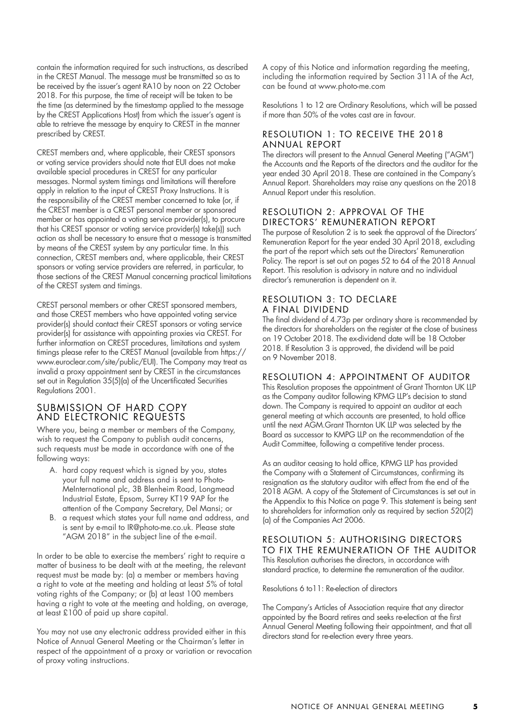contain the information required for such instructions, as described in the CREST Manual. The message must be transmitted so as to be received by the issuer's agent RA10 by noon on 22 October 2018. For this purpose, the time of receipt will be taken to be the time (as determined by the timestamp applied to the message by the CREST Applications Host) from which the issuer's agent is able to retrieve the message by enquiry to CREST in the manner prescribed by CREST.

CREST members and, where applicable, their CREST sponsors or voting service providers should note that EUI does not make available special procedures in CREST for any particular messages. Normal system timings and limitations will therefore apply in relation to the input of CREST Proxy Instructions. It is the responsibility of the CREST member concerned to take (or, if the CREST member is a CREST personal member or sponsored member or has appointed a voting service provider(s), to procure that his CREST sponsor or voting service provider(s) take(s)) such action as shall be necessary to ensure that a message is transmitted by means of the CREST system by any particular time. In this connection, CREST members and, where applicable, their CREST sponsors or voting service providers are referred, in particular, to those sections of the CREST Manual concerning practical limitations of the CREST system and timings.

CREST personal members or other CREST sponsored members, and those CREST members who have appointed voting service provider(s) should contact their CREST sponsors or voting service provider(s) for assistance with appointing proxies via CREST. For further information on CREST procedures, limitations and system timings please refer to the CREST Manual (available from https://www.euroclear.com/site/public/EUI). The Company may treat as invalid a proxy appointment sent by CREST in the circumstances set out in Regulation 35(5)(a) of the Uncertificated Securities Regulations 2001.

## SUBMISSION OF HARD COPY AND ELECTRONIC REQUESTS

Where you, being a member or members of the Company, wish to request the Company to publish audit concerns, such requests must be made in accordance with one of the following ways:

A. hard copy request which is signed by you, states your full name and address and is sent to Photo-MeInternational plc, 3B Blenheim Road, Longmead Industrial Estate, Epsom, Surrey KT19 9AP for the attention of the Company Secretary, Del Mansi; or
B. a request which states your full name and address, and is sent by e-mail to IR@photo-me.co.uk. Please state "AGM 2018" in the subject line of the e-mail.

In order to be able to exercise the members' right to require a matter of business to be dealt with at the meeting, the relevant request must be made by: (a) a member or members having a right to vote at the meeting and holding at least 5% of total voting rights of the Company; or (b) at least 100 members having a right to vote at the meeting and holding, on average, at least £100 of paid up share capital.

You may not use any electronic address provided either in this Notice of Annual General Meeting or the Chairman's letter in respect of the appointment of a proxy or variation or revocation of proxy voting instructions.

A copy of this Notice and information regarding the meeting, including the information required by Section 311A of the Act, can be found at www.photo-me.com

Resolutions 1 to 12 are Ordinary Resolutions, which will be passed if more than 50% of the votes cast are in favour.

## RESOLUTION 1: TO RECEIVE THE 2018 ANNUAL REPORT

The directors will present to the Annual General Meeting ("AGM") the Accounts and the Reports of the directors and the auditor for the year ended 30 April 2018. These are contained in the Company's Annual Report. Shareholders may raise any questions on the 2018 Annual Report under this resolution.

## RESOLUTION 2: APPROVAL OF THE DIRECTORS' REMUNERATION REPORT

The purpose of Resolution 2 is to seek the approval of the Directors' Remuneration Report for the year ended 30 April 2018, excluding the part of the report which sets out the Directors' Remuneration Policy. The report is set out on pages 52 to 64 of the 2018 Annual Report. This resolution is advisory in nature and no individual director's remuneration is dependent on it.

## RESOLUTION 3: TO DECLARE A FINAL DIVIDEND

The final dividend of 4.73p per ordinary share is recommended by the directors for shareholders on the register at the close of business on 19 October 2018. The ex-dividend date will be 18 October 2018. If Resolution 3 is approved, the dividend will be paid on 9 November 2018.

## RESOLUTION 4: APPOINTMENT OF AUDITOR

This Resolution proposes the appointment of Grant Thornton UK LLP as the Company auditor following KPMG LLP's decision to stand down. The Company is required to appoint an auditor at each general meeting at which accounts are presented, to hold office until the next AGM.Grant Thornton UK LLP was selected by the Board as successor to KMPG LLP on the recommendation of the Audit Committee, following a competitive tender process.

As an auditor ceasing to hold office, KPMG LLP has provided the Company with a Statement of Circumstances, confirming its resignation as the statutory auditor with effect from the end of the 2018 AGM. A copy of the Statement of Circumstances is set out in the Appendix to this Notice on page 9. This statement is being sent to shareholders for information only as required by section 520(2)(a) of the Companies Act 2006.

## RESOLUTION 5: AUTHORISING DIRECTORS TO FIX THE REMUNERATION OF THE AUDITOR

This Resolution authorises the directors, in accordance with standard practice, to determine the remuneration of the auditor.

Resolutions 6 to11: Re-election of directors

The Company's Articles of Association require that any director appointed by the Board retires and seeks re-election at the first Annual General Meeting following their appointment, and that all directors stand for re-election every three years.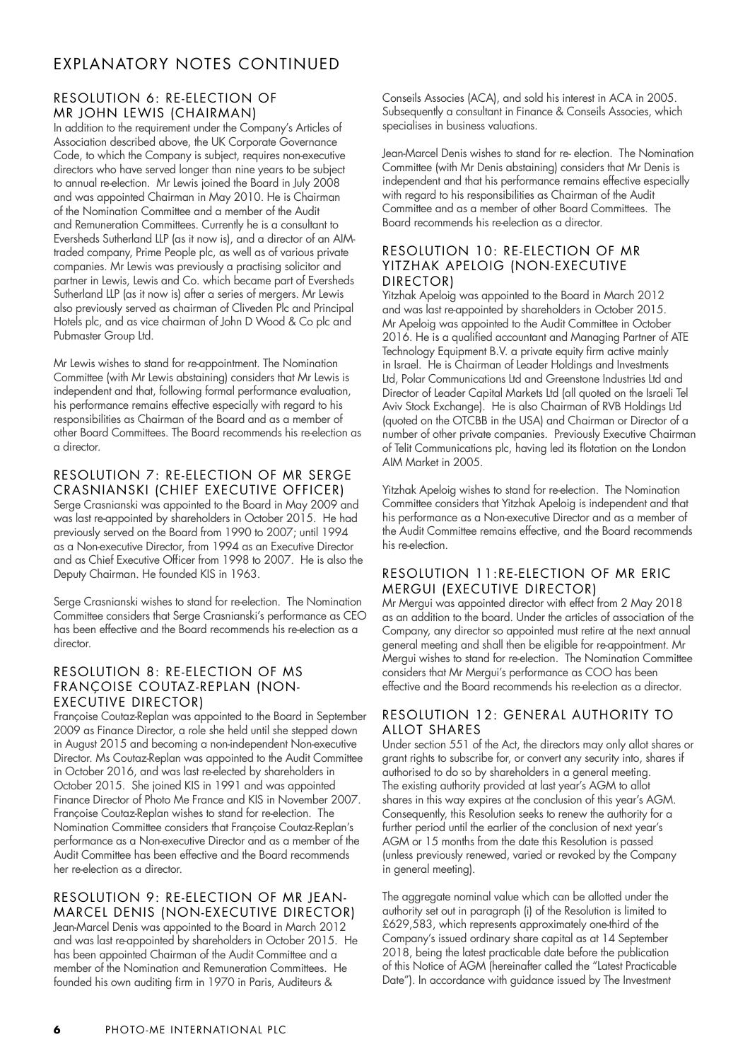# EXPLANATORY NOTES CONTINUED

## RESOLUTION 6: RE-ELECTION OF MR JOHN LEWIS (CHAIRMAN)

In addition to the requirement under the Company's Articles of Association described above, the UK Corporate Governance Code, to which the Company is subject, requires non-executive directors who have served longer than nine years to be subject to annual re-election. Mr Lewis joined the Board in July 2008 and was appointed Chairman in May 2010. He is Chairman of the Nomination Committee and a member of the Audit and Remuneration Committees. Currently he is a consultant to Eversheds Sutherland LLP (as it now is), and a director of an AIM-traded company, Prime People plc, as well as of various private companies. Mr Lewis was previously a practising solicitor and partner in Lewis, Lewis and Co. which became part of Eversheds Sutherland LLP (as it now is) after a series of mergers. Mr Lewis also previously served as chairman of Cliveden Plc and Principal Hotels plc, and as vice chairman of John D Wood & Co plc and Pubmaster Group Ltd.

Mr Lewis wishes to stand for re-appointment. The Nomination Committee (with Mr Lewis abstaining) considers that Mr Lewis is independent and that, following formal performance evaluation, his performance remains effective especially with regard to his responsibilities as Chairman of the Board and as a member of other Board Committees. The Board recommends his re-election as a director.

## RESOLUTION 7: RE-ELECTION OF MR SERGE CRASNIANSKI (CHIEF EXECUTIVE OFFICER)

Serge Crasnianski was appointed to the Board in May 2009 and was last re-appointed by shareholders in October 2015. He had previously served on the Board from 1990 to 2007; until 1994 as a Non-executive Director, from 1994 as an Executive Director and as Chief Executive Officer from 1998 to 2007. He is also the Deputy Chairman. He founded KIS in 1963.

Serge Crasnianski wishes to stand for re-election. The Nomination Committee considers that Serge Crasnianski's performance as CEO has been effective and the Board recommends his re-election as a director.

## RESOLUTION 8: RE-ELECTION OF MS FRANÇOISE COUTAZ-REPLAN (NON-EXECUTIVE DIRECTOR)

Françoise Coutaz-Replan was appointed to the Board in September 2009 as Finance Director, a role she held until she stepped down in August 2015 and becoming a non-independent Non-executive Director. Ms Coutaz-Replan was appointed to the Audit Committee in October 2016, and was last re-elected by shareholders in October 2015. She joined KIS in 1991 and was appointed Finance Director of Photo Me France and KIS in November 2007. Françoise Coutaz-Replan wishes to stand for re-election. The Nomination Committee considers that Françoise Coutaz-Replan's performance as a Non-executive Director and as a member of the Audit Committee has been effective and the Board recommends her re-election as a director.

## RESOLUTION 9: RE-ELECTION OF MR JEAN-MARCEL DENIS (NON-EXECUTIVE DIRECTOR)

Jean-Marcel Denis was appointed to the Board in March 2012 and was last re-appointed by shareholders in October 2015. He has been appointed Chairman of the Audit Committee and a member of the Nomination and Remuneration Committees. He founded his own auditing firm in 1970 in Paris, Auditeurs & Conseils Associes (ACA), and sold his interest in ACA in 2005. Subsequently a consultant in Finance & Conseils Associes, which specialises in business valuations.

Jean-Marcel Denis wishes to stand for re- election. The Nomination Committee (with Mr Denis abstaining) considers that Mr Denis is independent and that his performance remains effective especially with regard to his responsibilities as Chairman of the Audit Committee and as a member of other Board Committees. The Board recommends his re-election as a director.

## RESOLUTION 10: RE-ELECTION OF MR YITZHAK APELOIG (NON-EXECUTIVE DIRECTOR)

Yitzhak Apeloig was appointed to the Board in March 2012 and was last re-appointed by shareholders in October 2015. Mr Apeloig was appointed to the Audit Committee in October 2016. He is a qualified accountant and Managing Partner of ATE Technology Equipment B.V. a private equity firm active mainly in Israel. He is Chairman of Leader Holdings and Investments Ltd, Polar Communications Ltd and Greenstone Industries Ltd and Director of Leader Capital Markets Ltd (all quoted on the Israeli Tel Aviv Stock Exchange). He is also Chairman of RVB Holdings Ltd (quoted on the OTCBB in the USA) and Chairman or Director of a number of other private companies. Previously Executive Chairman of Telit Communications plc, having led its flotation on the London AIM Market in 2005.

Yitzhak Apeloig wishes to stand for re-election. The Nomination Committee considers that Yitzhak Apeloig is independent and that his performance as a Non-executive Director and as a member of the Audit Committee remains effective, and the Board recommends his re-election.

## RESOLUTION 11:RE-ELECTION OF MR ERIC MERGUI (EXECUTIVE DIRECTOR)

Mr Mergui was appointed director with effect from 2 May 2018 as an addition to the board. Under the articles of association of the Company, any director so appointed must retire at the next annual general meeting and shall then be eligible for re-appointment. Mr Mergui wishes to stand for re-election. The Nomination Committee considers that Mr Mergui's performance as COO has been effective and the Board recommends his re-election as a director.

## RESOLUTION 12: GENERAL AUTHORITY TO ALLOT SHARES

Under section 551 of the Act, the directors may only allot shares or grant rights to subscribe for, or convert any security into, shares if authorised to do so by shareholders in a general meeting. The existing authority provided at last year's AGM to allot shares in this way expires at the conclusion of this year's AGM. Consequently, this Resolution seeks to renew the authority for a further period until the earlier of the conclusion of next year's AGM or 15 months from the date this Resolution is passed (unless previously renewed, varied or revoked by the Company in general meeting).

The aggregate nominal value which can be allotted under the authority set out in paragraph (i) of the Resolution is limited to £629,583, which represents approximately one-third of the Company's issued ordinary share capital as at 14 September 2018, being the latest practicable date before the publication of this Notice of AGM (hereinafter called the "Latest Practicable Date"). In accordance with guidance issued by The Investment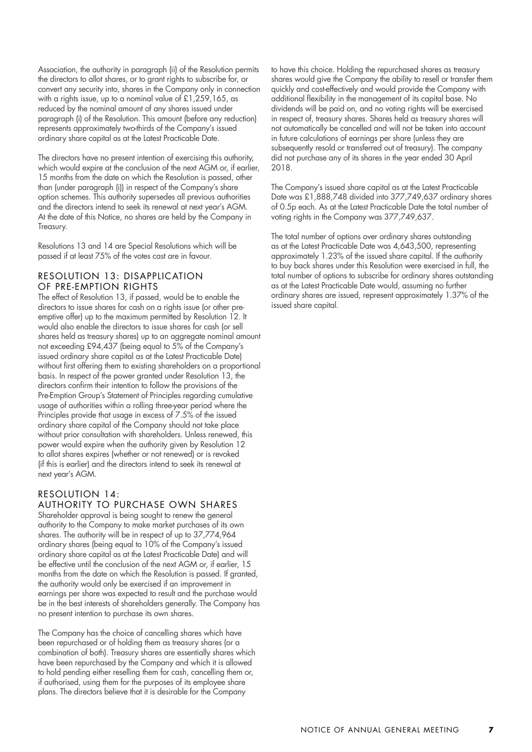Association, the authority in paragraph (ii) of the Resolution permits the directors to allot shares, or to grant rights to subscribe for, or convert any security into, shares in the Company only in connection with a rights issue, up to a nominal value of £1,259,165, as reduced by the nominal amount of any shares issued under paragraph (i) of the Resolution. This amount (before any reduction) represents approximately two-thirds of the Company's issued ordinary share capital as at the Latest Practicable Date.

The directors have no present intention of exercising this authority, which would expire at the conclusion of the next AGM or, if earlier, 15 months from the date on which the Resolution is passed, other than (under paragraph (i)) in respect of the Company's share option schemes. This authority supersedes all previous authorities and the directors intend to seek its renewal at next year's AGM. At the date of this Notice, no shares are held by the Company in Treasury.

Resolutions 13 and 14 are Special Resolutions which will be passed if at least 75% of the votes cast are in favour.

## RESOLUTION 13: DISAPPLICATION OF PRE-EMPTION RIGHTS

The effect of Resolution 13, if passed, would be to enable the directors to issue shares for cash on a rights issue (or other pre-emptive offer) up to the maximum permitted by Resolution 12. It would also enable the directors to issue shares for cash (or sell shares held as treasury shares) up to an aggregate nominal amount not exceeding £94,437 (being equal to 5% of the Company's issued ordinary share capital as at the Latest Practicable Date) without first offering them to existing shareholders on a proportional basis. In respect of the power granted under Resolution 13, the directors confirm their intention to follow the provisions of the Pre-Emption Group's Statement of Principles regarding cumulative usage of authorities within a rolling three-year period where the Principles provide that usage in excess of 7.5% of the issued ordinary share capital of the Company should not take place without prior consultation with shareholders. Unless renewed, this power would expire when the authority given by Resolution 12 to allot shares expires (whether or not renewed) or is revoked (if this is earlier) and the directors intend to seek its renewal at next year's AGM.

## RESOLUTION 14: AUTHORITY TO PURCHASE OWN SHARES

Shareholder approval is being sought to renew the general authority to the Company to make market purchases of its own shares. The authority will be in respect of up to 37,774,964 ordinary shares (being equal to 10% of the Company's issued ordinary share capital as at the Latest Practicable Date) and will be effective until the conclusion of the next AGM or, if earlier, 15 months from the date on which the Resolution is passed. If granted, the authority would only be exercised if an improvement in earnings per share was expected to result and the purchase would be in the best interests of shareholders generally. The Company has no present intention to purchase its own shares.

The Company has the choice of cancelling shares which have been repurchased or of holding them as treasury shares (or a combination of both). Treasury shares are essentially shares which have been repurchased by the Company and which it is allowed to hold pending either reselling them for cash, cancelling them or, if authorised, using them for the purposes of its employee share plans. The directors believe that it is desirable for the Company to have this choice. Holding the repurchased shares as treasury shares would give the Company the ability to resell or transfer them quickly and cost-effectively and would provide the Company with additional flexibility in the management of its capital base. No dividends will be paid on, and no voting rights will be exercised in respect of, treasury shares. Shares held as treasury shares will not automatically be cancelled and will not be taken into account in future calculations of earnings per share (unless they are subsequently resold or transferred out of treasury). The company did not purchase any of its shares in the year ended 30 April 2018.

The Company's issued share capital as at the Latest Practicable Date was £1,888,748 divided into 377,749,637 ordinary shares of 0.5p each. As at the Latest Practicable Date the total number of voting rights in the Company was 377,749,637.

The total number of options over ordinary shares outstanding as at the Latest Practicable Date was 4,643,500, representing approximately 1.23% of the issued share capital. If the authority to buy back shares under this Resolution were exercised in full, the total number of options to subscribe for ordinary shares outstanding as at the Latest Practicable Date would, assuming no further ordinary shares are issued, represent approximately 1.37% of the issued share capital.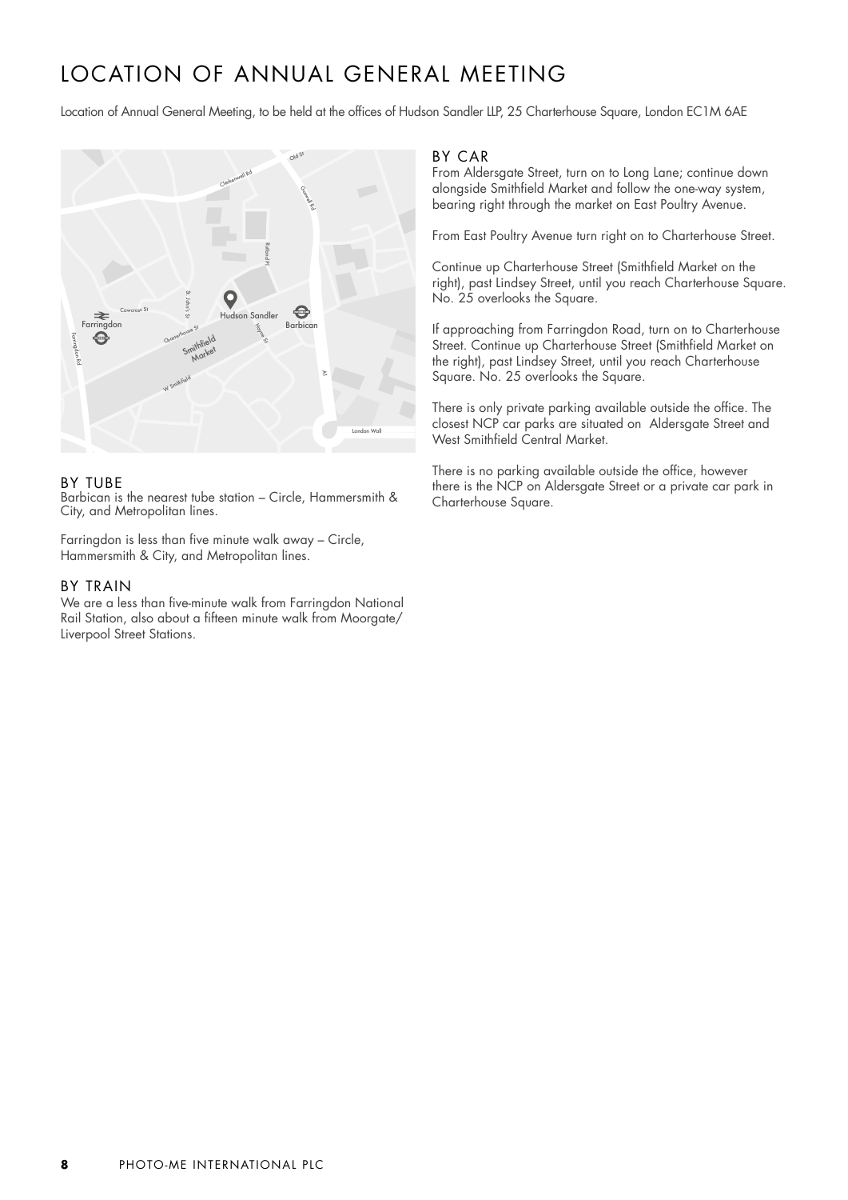# LOCATION OF ANNUAL GENERAL MEETING

Location of Annual General Meeting, to be held at the offices of Hudson Sandler LLP, 25 Charterhouse Square, London EC1M 6AE

## BY TUBE

Barbican is the nearest tube station – Circle, Hammersmith & City, and Metropolitan lines.

Farringdon is less than five minute walk away – Circle, Hammersmith & City, and Metropolitan lines.

## BY TRAIN

We are a less than five-minute walk from Farringdon National Rail Station, also about a fifteen minute walk from Moorgate/ Liverpool Street Stations.

## BY CAR

From Aldersgate Street, turn on to Long Lane; continue down alongside Smithfield Market and follow the one-way system, bearing right through the market on East Poultry Avenue.

From East Poultry Avenue turn right on to Charterhouse Street.

Continue up Charterhouse Street (Smithfield Market on the right), past Lindsey Street, until you reach Charterhouse Square. No. 25 overlooks the Square.

If approaching from Farringdon Road, turn on to Charterhouse Street. Continue up Charterhouse Street (Smithfield Market on the right), past Lindsey Street, until you reach Charterhouse Square. No. 25 overlooks the Square.

There is only private parking available outside the office. The closest NCP car parks are situated on Aldersgate Street and West Smithfield Central Market.

There is no parking available outside the office, however there is the NCP on Aldersgate Street or a private car park in Charterhouse Square.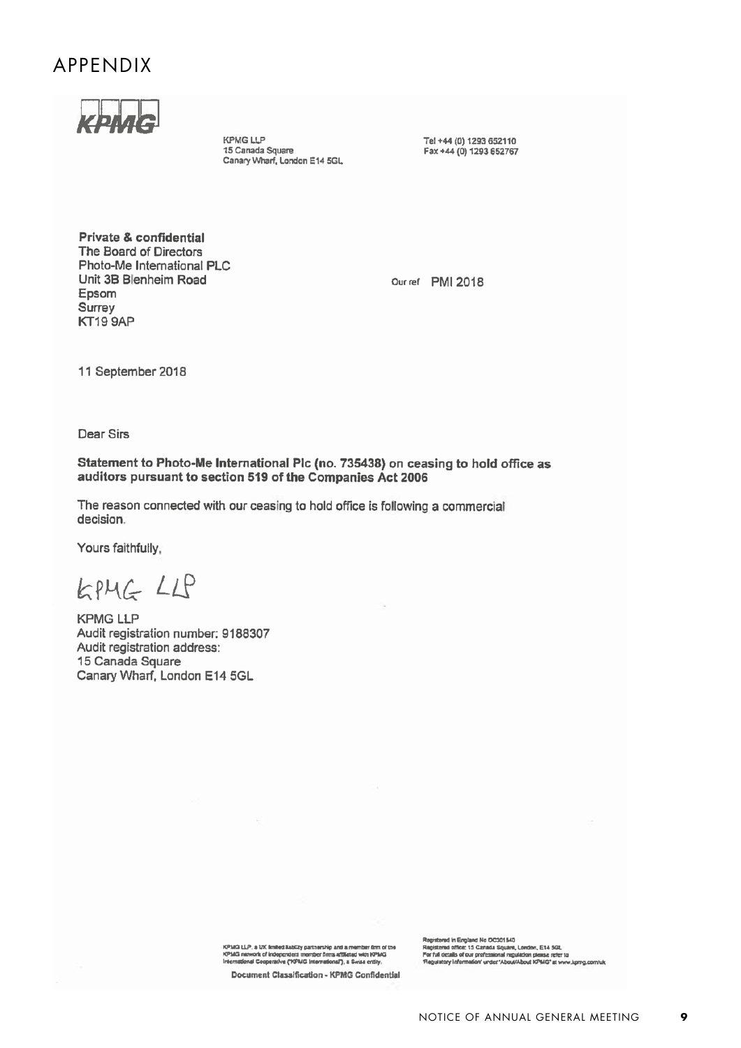# APPENDIX

KPMG

KPMG LLP
15 Canada Square
Canary Wharf, London E14 5GL

Tel +44 (0) 1293 652110
Fax +44 (0) 1293 652767

**Private & confidential**
The Board of Directors
Photo-Me International PLC
Unit 3B Blenheim Road
Epsom
Surrey
KT19 9AP

Our ref PMI 2018

11 September 2018

Dear Sirs

**Statement to Photo-Me International Plc (no. 735438) on ceasing to hold office as auditors pursuant to section 519 of the Companies Act 2006**

The reason connected with our ceasing to hold office is following a commercial decision.

Yours faithfully,

KPMG LLP

KPMG LLP
Audit registration number: 9188307
Audit registration address:
15 Canada Square
Canary Wharf, London E14 5GL

KPMG LLP, a UK limited liability partnership and a member firm of the KPMG network of independent member firms affiliated with KPMG International Cooperative ("KPMG International"), a Swiss entity.

Registered in England No OC301540
Registered office: 15 Canada Square, London, E14 5GL
For full details of our professional regulation please refer to 'Regulatory Information' under 'About/About KPMG' at www.kpmg.com/uk

Document Classification - KPMG Confidential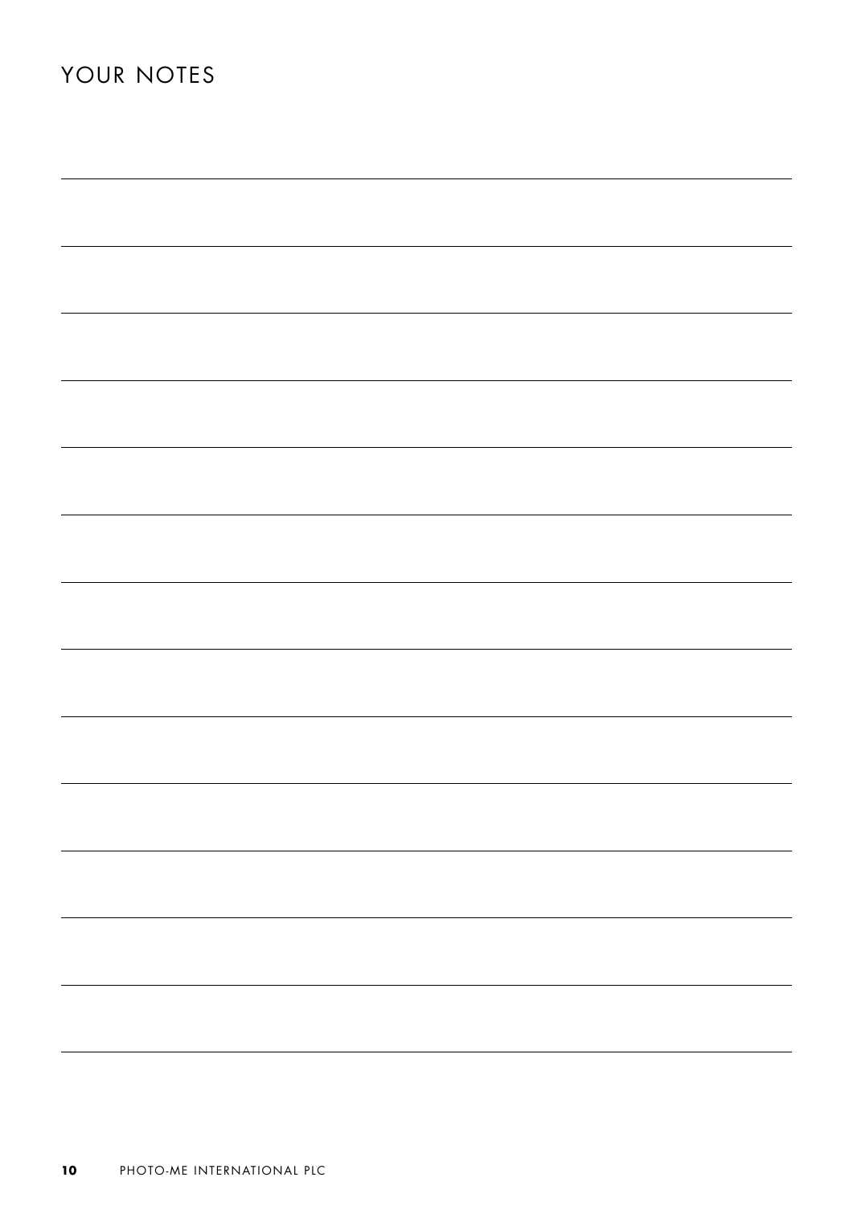# YOUR NOTES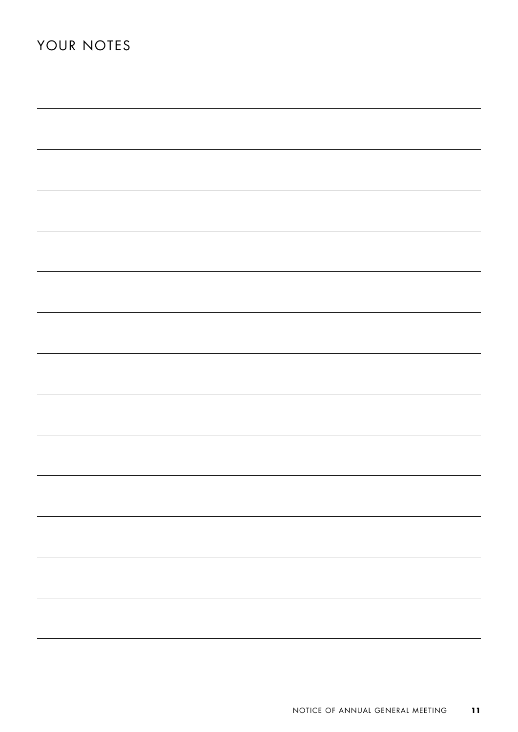# YOUR NOTES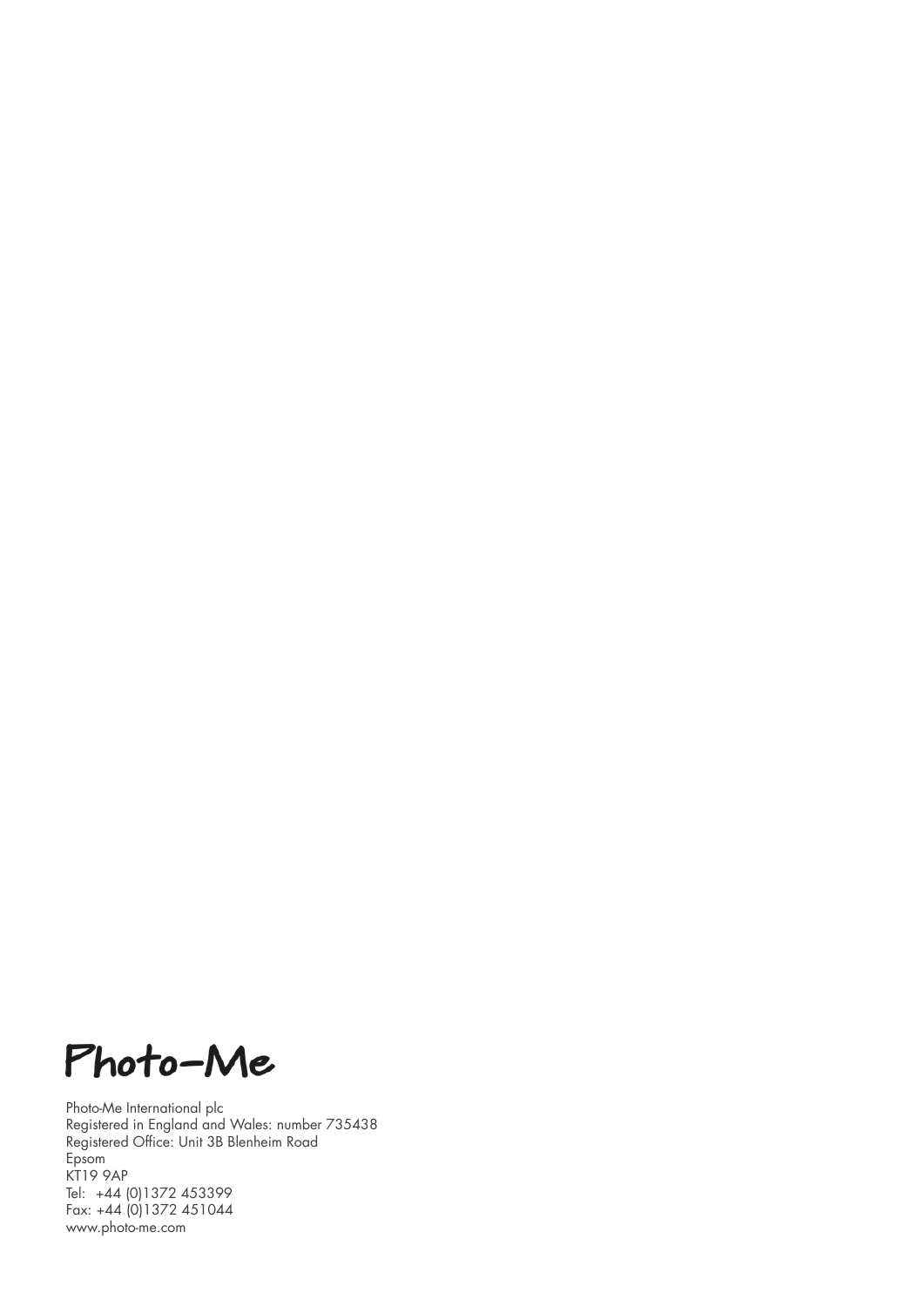**Photo-Me**

Photo-Me International plc  
Registered in England and Wales: number 735438  
Registered Office: Unit 3B Blenheim Road  
Epsom  
KT19 9AP  
Tel: +44 (0)1372 453399  
Fax: +44 (0)1372 451044  
www.photo-me.com